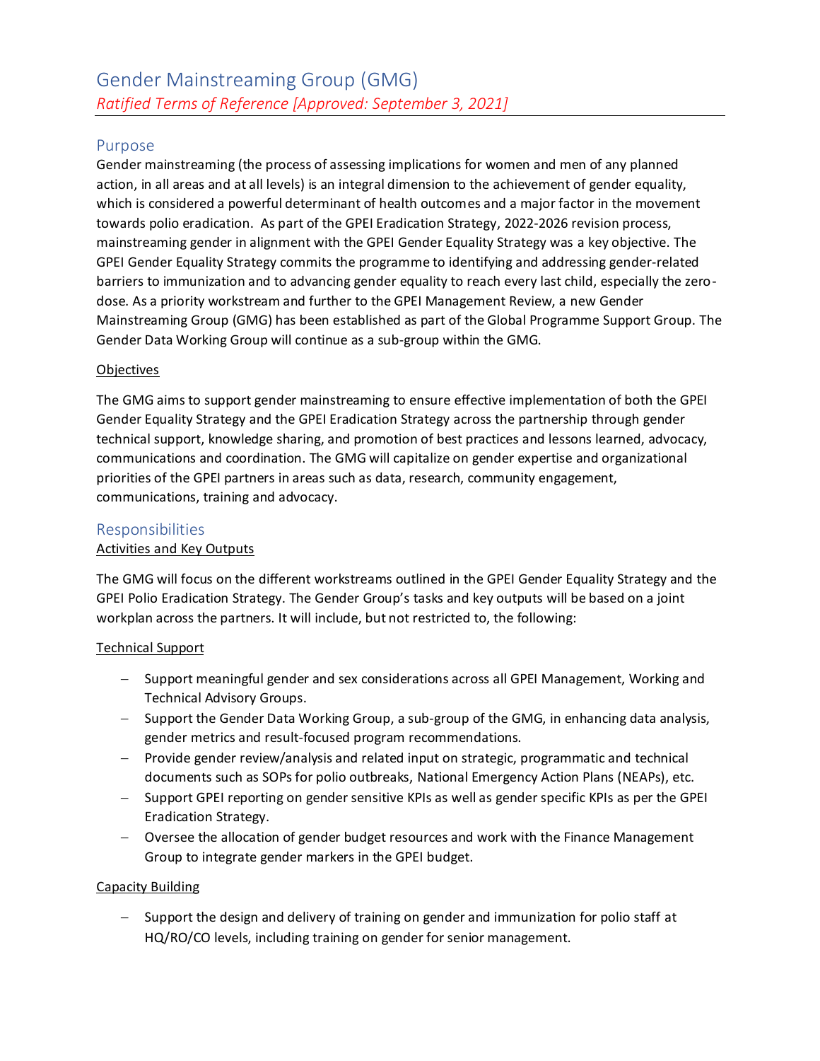# Gender Mainstreaming Group (GMG)

*Ratified Terms of Reference [Approved: September 3, 2021]*

## Purpose

Gender mainstreaming (the process of assessing implications for women and men of any planned action, in all areas and at all levels) is an integral dimension to the achievement of gender equality, which is considered a powerful determinant of health outcomes and a major factor in the movement towards polio eradication. As part of the GPEI Eradication Strategy, 2022-2026 revision process, mainstreaming gender in alignment with the GPEI Gender Equality Strategy was a key objective. The GPEI Gender Equality Strategy commits the programme to identifying and addressing gender-related barriers to immunization and to advancing gender equality to reach every last child, especially the zero-dose. As a priority workstream and further to the GPEI Management Review, a new Gender Mainstreaming Group (GMG) has been established as part of the Global Programme Support Group. The Gender Data Working Group will continue as a sub-group within the GMG.

### Objectives

The GMG aims to support gender mainstreaming to ensure effective implementation of both the GPEI Gender Equality Strategy and the GPEI Eradication Strategy across the partnership through gender technical support, knowledge sharing, and promotion of best practices and lessons learned, advocacy, communications and coordination. The GMG will capitalize on gender expertise and organizational priorities of the GPEI partners in areas such as data, research, community engagement, communications, training and advocacy.

## Responsibilities

### Activities and Key Outputs

The GMG will focus on the different workstreams outlined in the GPEI Gender Equality Strategy and the GPEI Polio Eradication Strategy. The Gender Group's tasks and key outputs will be based on a joint workplan across the partners. It will include, but not restricted to, the following:

### Technical Support

- Support meaningful gender and sex considerations across all GPEI Management, Working and Technical Advisory Groups.
- Support the Gender Data Working Group, a sub-group of the GMG, in enhancing data analysis, gender metrics and result-focused program recommendations.
- Provide gender review/analysis and related input on strategic, programmatic and technical documents such as SOPs for polio outbreaks, National Emergency Action Plans (NEAPs), etc.
- Support GPEI reporting on gender sensitive KPIs as well as gender specific KPIs as per the GPEI Eradication Strategy.
- Oversee the allocation of gender budget resources and work with the Finance Management Group to integrate gender markers in the GPEI budget.

### Capacity Building

- Support the design and delivery of training on gender and immunization for polio staff at HQ/RO/CO levels, including training on gender for senior management.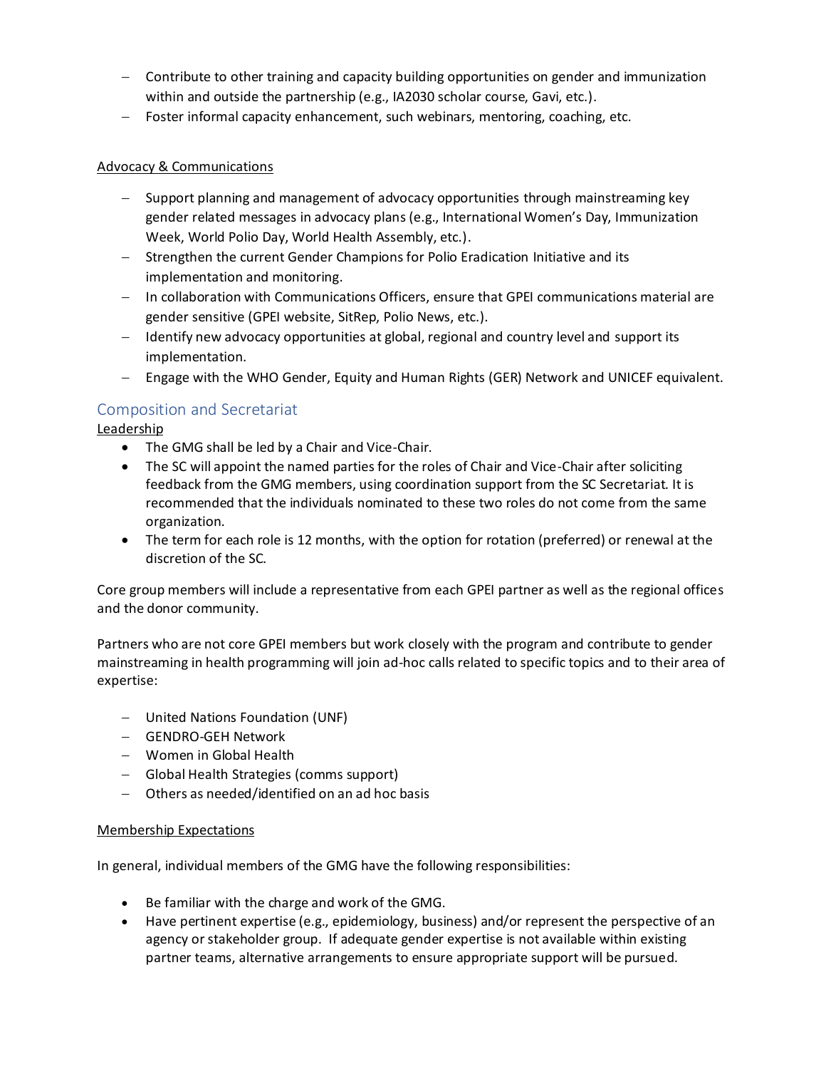- Contribute to other training and capacity building opportunities on gender and immunization within and outside the partnership (e.g., IA2030 scholar course, Gavi, etc.).
- Foster informal capacity enhancement, such webinars, mentoring, coaching, etc.

Advocacy & Communications

- Support planning and management of advocacy opportunities through mainstreaming key gender related messages in advocacy plans (e.g., International Women's Day, Immunization Week, World Polio Day, World Health Assembly, etc.).
- Strengthen the current Gender Champions for Polio Eradication Initiative and its implementation and monitoring.
- In collaboration with Communications Officers, ensure that GPEI communications material are gender sensitive (GPEI website, SitRep, Polio News, etc.).
- Identify new advocacy opportunities at global, regional and country level and support its implementation.
- Engage with the WHO Gender, Equity and Human Rights (GER) Network and UNICEF equivalent.

## Composition and Secretariat

Leadership

- The GMG shall be led by a Chair and Vice-Chair.
- The SC will appoint the named parties for the roles of Chair and Vice-Chair after soliciting feedback from the GMG members, using coordination support from the SC Secretariat. It is recommended that the individuals nominated to these two roles do not come from the same organization.
- The term for each role is 12 months, with the option for rotation (preferred) or renewal at the discretion of the SC.

Core group members will include a representative from each GPEI partner as well as the regional offices and the donor community.

Partners who are not core GPEI members but work closely with the program and contribute to gender mainstreaming in health programming will join ad-hoc calls related to specific topics and to their area of expertise:

- United Nations Foundation (UNF)
- GENDRO-GEH Network
- Women in Global Health
- Global Health Strategies (comms support)
- Others as needed/identified on an ad hoc basis

Membership Expectations

In general, individual members of the GMG have the following responsibilities:

- Be familiar with the charge and work of the GMG.
- Have pertinent expertise (e.g., epidemiology, business) and/or represent the perspective of an agency or stakeholder group. If adequate gender expertise is not available within existing partner teams, alternative arrangements to ensure appropriate support will be pursued.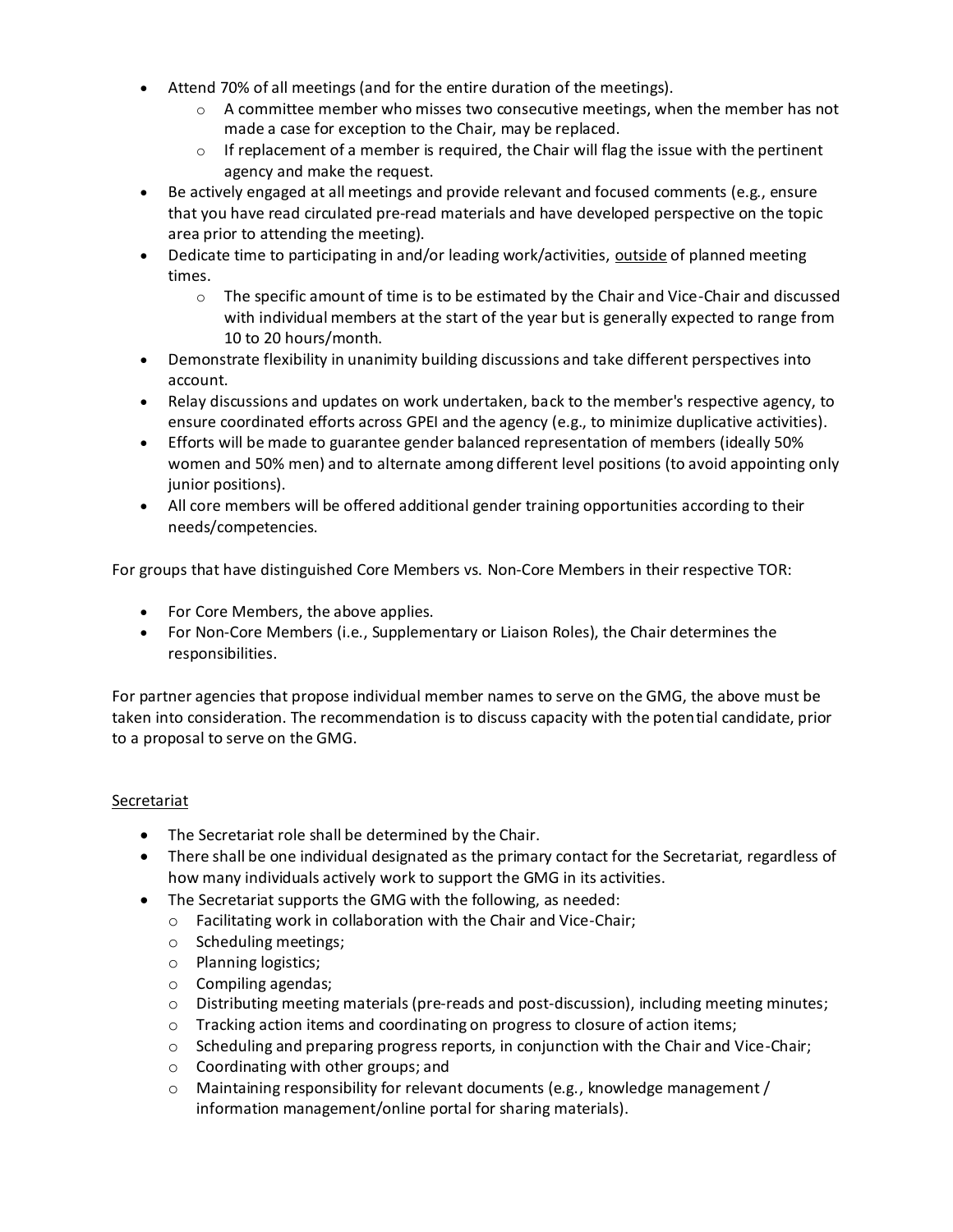- Attend 70% of all meetings (and for the entire duration of the meetings).
  - A committee member who misses two consecutive meetings, when the member has not made a case for exception to the Chair, may be replaced.
  - If replacement of a member is required, the Chair will flag the issue with the pertinent agency and make the request.
- Be actively engaged at all meetings and provide relevant and focused comments (e.g., ensure that you have read circulated pre-read materials and have developed perspective on the topic area prior to attending the meeting).
- Dedicate time to participating in and/or leading work/activities, <u>outside</u> of planned meeting times.
  - The specific amount of time is to be estimated by the Chair and Vice-Chair and discussed with individual members at the start of the year but is generally expected to range from 10 to 20 hours/month.
- Demonstrate flexibility in unanimity building discussions and take different perspectives into account.
- Relay discussions and updates on work undertaken, back to the member's respective agency, to ensure coordinated efforts across GPEI and the agency (e.g., to minimize duplicative activities).
- Efforts will be made to guarantee gender balanced representation of members (ideally 50% women and 50% men) and to alternate among different level positions (to avoid appointing only junior positions).
- All core members will be offered additional gender training opportunities according to their needs/competencies.

For groups that have distinguished Core Members vs. Non-Core Members in their respective TOR:

- For Core Members, the above applies.
- For Non-Core Members (i.e., Supplementary or Liaison Roles), the Chair determines the responsibilities.

For partner agencies that propose individual member names to serve on the GMG, the above must be taken into consideration. The recommendation is to discuss capacity with the potential candidate, prior to a proposal to serve on the GMG.

<u>Secretariat</u>

- The Secretariat role shall be determined by the Chair.
- There shall be one individual designated as the primary contact for the Secretariat, regardless of how many individuals actively work to support the GMG in its activities.
- The Secretariat supports the GMG with the following, as needed:
  - Facilitating work in collaboration with the Chair and Vice-Chair;
  - Scheduling meetings;
  - Planning logistics;
  - Compiling agendas;
  - Distributing meeting materials (pre-reads and post-discussion), including meeting minutes;
  - Tracking action items and coordinating on progress to closure of action items;
  - Scheduling and preparing progress reports, in conjunction with the Chair and Vice-Chair;
  - Coordinating with other groups; and
  - Maintaining responsibility for relevant documents (e.g., knowledge management / information management/online portal for sharing materials).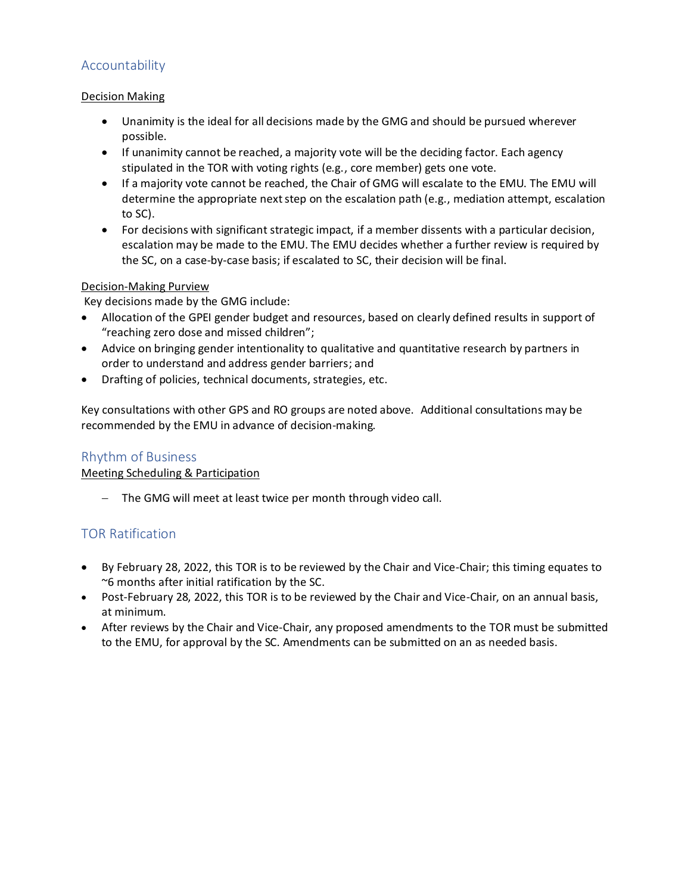## Accountability

Decision Making

- Unanimity is the ideal for all decisions made by the GMG and should be pursued wherever possible.
- If unanimity cannot be reached, a majority vote will be the deciding factor. Each agency stipulated in the TOR with voting rights (e.g., core member) gets one vote.
- If a majority vote cannot be reached, the Chair of GMG will escalate to the EMU. The EMU will determine the appropriate next step on the escalation path (e.g., mediation attempt, escalation to SC).
- For decisions with significant strategic impact, if a member dissents with a particular decision, escalation may be made to the EMU. The EMU decides whether a further review is required by the SC, on a case-by-case basis; if escalated to SC, their decision will be final.

Decision-Making Purview

Key decisions made by the GMG include:

- Allocation of the GPEI gender budget and resources, based on clearly defined results in support of "reaching zero dose and missed children";
- Advice on bringing gender intentionality to qualitative and quantitative research by partners in order to understand and address gender barriers; and
- Drafting of policies, technical documents, strategies, etc.

Key consultations with other GPS and RO groups are noted above. Additional consultations may be recommended by the EMU in advance of decision-making.

## Rhythm of Business

Meeting Scheduling & Participation

- The GMG will meet at least twice per month through video call.

## TOR Ratification

- By February 28, 2022, this TOR is to be reviewed by the Chair and Vice-Chair; this timing equates to ~6 months after initial ratification by the SC.
- Post-February 28, 2022, this TOR is to be reviewed by the Chair and Vice-Chair, on an annual basis, at minimum.
- After reviews by the Chair and Vice-Chair, any proposed amendments to the TOR must be submitted to the EMU, for approval by the SC. Amendments can be submitted on an as needed basis.